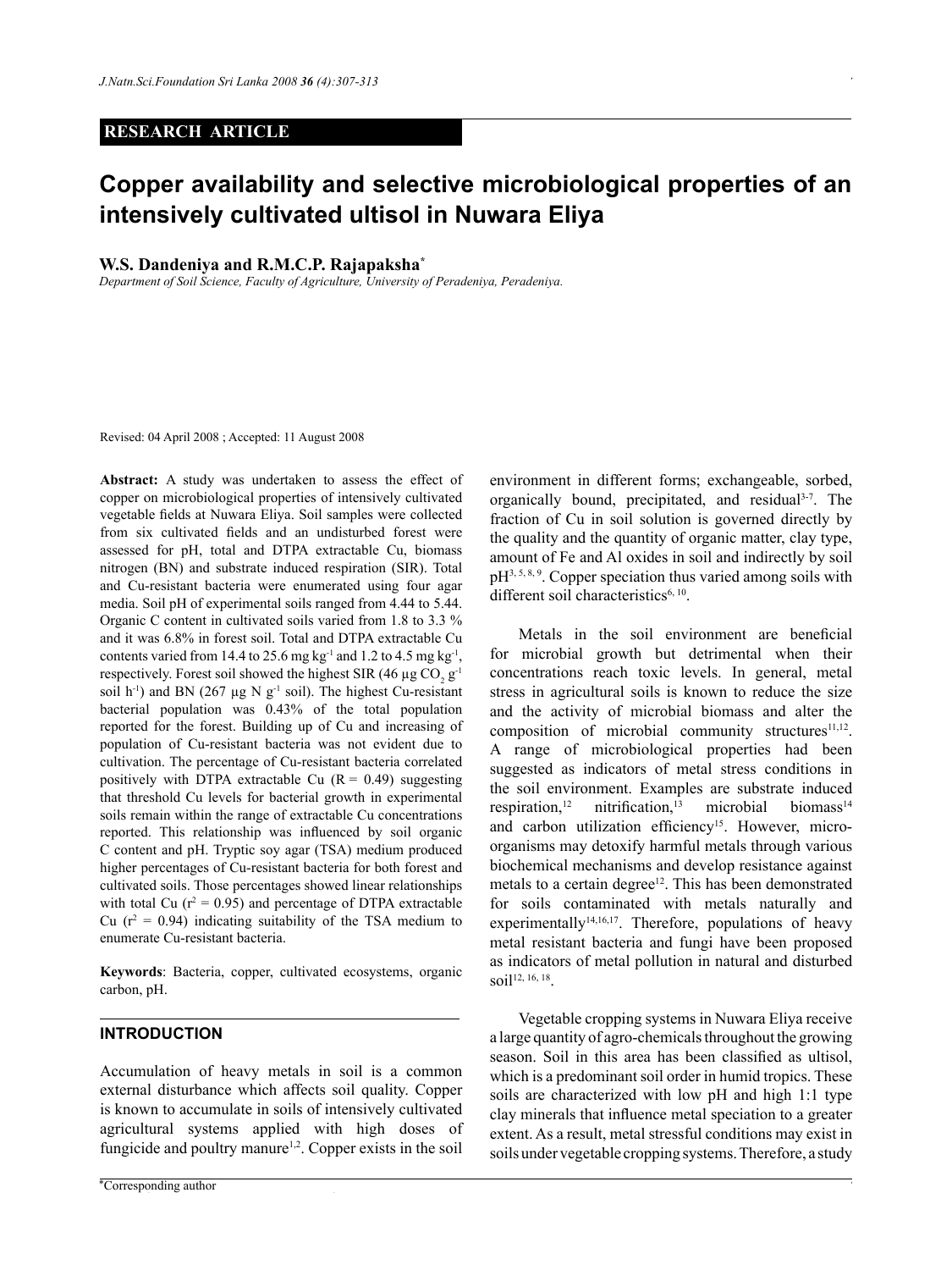RESEARCH ARTICLE

# Copper availability and selective microbiological properties of an intensively cultivated ultisol in Nuwara Eliya

**W.S. Dandeniya and R.M.C.P. Rajapaksha***

*Department of Soil Science, Faculty of Agriculture, University of Peradeniya, Peradeniya.*

Revised: 04 April 2008 ; Accepted: 11 August 2008

**Abstract:** A study was undertaken to assess the effect of copper on microbiological properties of intensively cultivated vegetable fields at Nuwara Eliya. Soil samples were collected from six cultivated fields and an undisturbed forest were assessed for pH, total and DTPA extractable Cu, biomass nitrogen (BN) and substrate induced respiration (SIR). Total and Cu-resistant bacteria were enumerated using four agar media. Soil pH of experimental soils ranged from 4.44 to 5.44. Organic C content in cultivated soils varied from 1.8 to 3.3 % and it was 6.8% in forest soil. Total and DTPA extractable Cu contents varied from 14.4 to 25.6 mg kg$^{-1}$ and 1.2 to 4.5 mg kg$^{-1}$, respectively. Forest soil showed the highest SIR (46 µg $CO_2$ g$^{-1}$ soil h$^{-1}$) and BN (267 µg N g$^{-1}$ soil). The highest Cu-resistant bacterial population was 0.43% of the total population reported for the forest. Building up of Cu and increasing of population of Cu-resistant bacteria was not evident due to cultivation. The percentage of Cu-resistant bacteria correlated positively with DTPA extractable Cu (R = 0.49) suggesting that threshold Cu levels for bacterial growth in experimental soils remain within the range of extractable Cu concentrations reported. This relationship was influenced by soil organic C content and pH. Tryptic soy agar (TSA) medium produced higher percentages of Cu-resistant bacteria for both forest and cultivated soils. Those percentages showed linear relationships with total Cu ($r^2$ = 0.95) and percentage of DTPA extractable Cu ($r^2$ = 0.94) indicating suitability of the TSA medium to enumerate Cu-resistant bacteria.

**Keywords**: Bacteria, copper, cultivated ecosystems, organic carbon, pH.

## INTRODUCTION

Accumulation of heavy metals in soil is a common external disturbance which affects soil quality. Copper is known to accumulate in soils of intensively cultivated agricultural systems applied with high doses of fungicide and poultry manure[1,2]. Copper exists in the soil environment in different forms; exchangeable, sorbed, organically bound, precipitated, and residual[3-7]. The fraction of Cu in soil solution is governed directly by the quality and the quantity of organic matter, clay type, amount of Fe and Al oxides in soil and indirectly by soil pH[3, 5, 8, 9]. Copper speciation thus varied among soils with different soil characteristics[6, 10].

Metals in the soil environment are beneficial for microbial growth but detrimental when their concentrations reach toxic levels. In general, metal stress in agricultural soils is known to reduce the size and the activity of microbial biomass and alter the composition of microbial community structures[11,12]. A range of microbiological properties had been suggested as indicators of metal stress conditions in the soil environment. Examples are substrate induced respiration,[12] nitrification,[13] microbial biomass[14] and carbon utilization efficiency[15]. However, micro-organisms may detoxify harmful metals through various biochemical mechanisms and develop resistance against metals to a certain degree[12]. This has been demonstrated for soils contaminated with metals naturally and experimentally[14,16,17]. Therefore, populations of heavy metal resistant bacteria and fungi have been proposed as indicators of metal pollution in natural and disturbed soil[12, 16, 18].

Vegetable cropping systems in Nuwara Eliya receive a large quantity of agro-chemicals throughout the growing season. Soil in this area has been classified as ultisol, which is a predominant soil order in humid tropics. These soils are characterized with low pH and high 1:1 type clay minerals that influence metal speciation to a greater extent. As a result, metal stressful conditions may exist in soils under vegetable cropping systems. Therefore, a study

*Corresponding author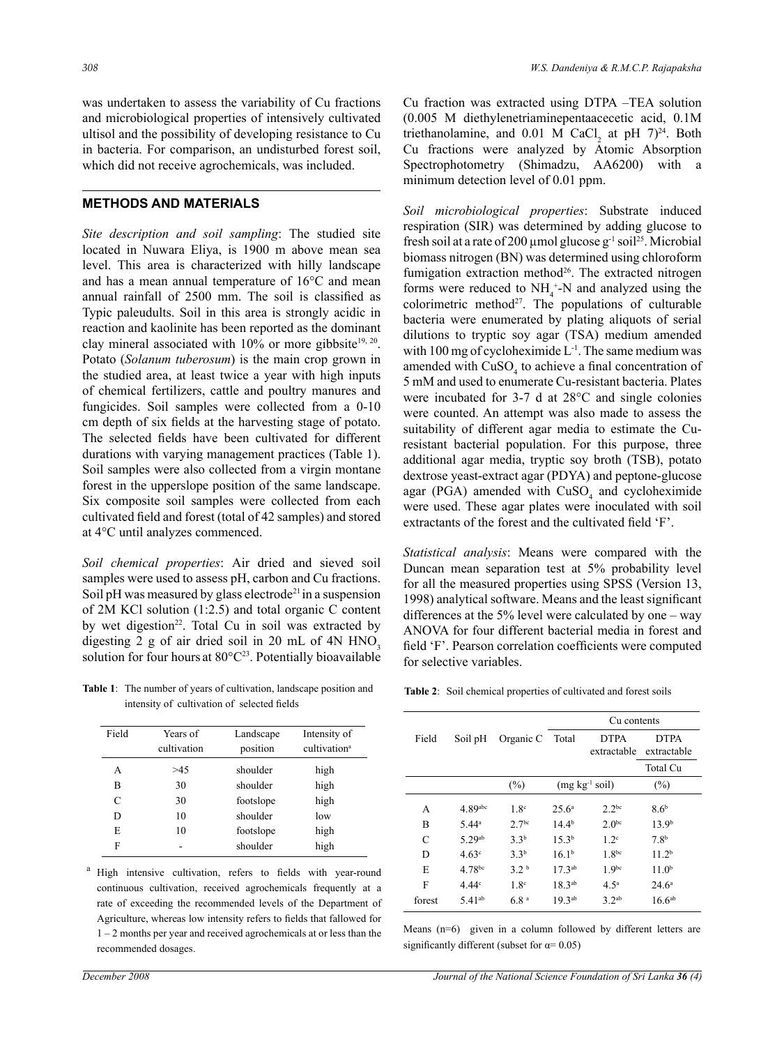was undertaken to assess the variability of Cu fractions and microbiological properties of intensively cultivated ultisol and the possibility of developing resistance to Cu in bacteria. For comparison, an undisturbed forest soil, which did not receive agrochemicals, was included.

## METHODS AND MATERIALS

*Site description and soil sampling*: The studied site located in Nuwara Eliya, is 1900 m above mean sea level. This area is characterized with hilly landscape and has a mean annual temperature of 16°C and mean annual rainfall of 2500 mm. The soil is classified as Typic paleudults. Soil in this area is strongly acidic in reaction and kaolinite has been reported as the dominant clay mineral associated with 10% or more gibbsite[19, 20]. Potato (*Solanum tuberosum*) is the main crop grown in the studied area, at least twice a year with high inputs of chemical fertilizers, cattle and poultry manures and fungicides. Soil samples were collected from a 0-10 cm depth of six fields at the harvesting stage of potato. The selected fields have been cultivated for different durations with varying management practices (Table 1). Soil samples were also collected from a virgin montane forest in the upperslope position of the same landscape. Six composite soil samples were collected from each cultivated field and forest (total of 42 samples) and stored at 4°C until analyzes commenced.

*Soil chemical properties*: Air dried and sieved soil samples were used to assess pH, carbon and Cu fractions. Soil pH was measured by glass electrode[21] in a suspension of 2M KCl solution (1:2.5) and total organic C content by wet digestion[22]. Total Cu in soil was extracted by digesting 2 g of air dried soil in 20 mL of 4N $HNO_3$ solution for four hours at 80°C[23]. Potentially bioavailable Cu fraction was extracted using DTPA –TEA solution (0.005 M diethylenetriaminepentaacecetic acid, 0.1M triethanolamine, and 0.01 M $CaCl_2$ at pH 7)[24]. Both Cu fractions were analyzed by Atomic Absorption Spectrophotometry (Shimadzu, AA6200) with a minimum detection level of 0.01 ppm.

*Soil microbiological properties*: Substrate induced respiration (SIR) was determined by adding glucose to fresh soil at a rate of 200 µmol glucose $g^{-1}$ soil[25]. Microbial biomass nitrogen (BN) was determined using chloroform fumigation extraction method[26]. The extracted nitrogen forms were reduced to $NH_4^+$-N and analyzed using the colorimetric method[27]. The populations of culturable bacteria were enumerated by plating aliquots of serial dilutions to tryptic soy agar (TSA) medium amended with 100 mg of cycloheximide $L^{-1}$. The same medium was amended with $CuSO_4$ to achieve a final concentration of 5 mM and used to enumerate Cu-resistant bacteria. Plates were incubated for 3-7 d at 28°C and single colonies were counted. An attempt was also made to assess the suitability of different agar media to estimate the Cu-resistant bacterial population. For this purpose, three additional agar media, tryptic soy broth (TSB), potato dextrose yeast-extract agar (PDYA) and peptone-glucose agar (PGA) amended with $CuSO_4$ and cycloheximide were used. These agar plates were inoculated with soil extractants of the forest and the cultivated field 'F'.

*Statistical analysis*: Means were compared with the Duncan mean separation test at 5% probability level for all the measured properties using SPSS (Version 13, 1998) analytical software. Means and the least significant differences at the 5% level were calculated by one – way ANOVA for four different bacterial media in forest and field 'F'. Pearson correlation coefficients were computed for selective variables.

**Table 1**: The number of years of cultivation, landscape position and intensity of cultivation of selected fields

| Field | Years of cultivation | Landscape position | Intensity of cultivation[a] |
|---|---|---|---|
| A | >45 | shoulder | high |
| B | 30 | shoulder | high |
| C | 30 | footslope | high |
| D | 10 | shoulder | low |
| E | 10 | footslope | high |
| F | - | shoulder | high |

[a] High intensive cultivation, refers to fields with year-round continuous cultivation, received agrochemicals frequently at a rate of exceeding the recommended levels of the Department of Agriculture, whereas low intensity refers to fields that fallowed for 1 – 2 months per year and received agrochemicals at or less than the recommended dosages.

**Table 2**: Soil chemical properties of cultivated and forest soils

| Field | Soil pH | Organic C | Cu contents | | |
|---|---|---|---|---|---|
| | | | Total | DTPA extractable | DTPA extractable / Total Cu |
| | | (%) | (mg $kg^{-1}$ soil) | | (%) |
| A | 4.89[abc] | 1.8[c] | 25.6[a] | 2.2[bc] | 8.6[b] |
| B | 5.44[a] | 2.7[bc] | 14.4[b] | 2.0[bc] | 13.9[b] |
| C | 5.29[ab] | 3.3[b] | 15.3[b] | 1.2[c] | 7.8[b] |
| D | 4.63[c] | 3.3[b] | 16.1[b] | 1.8[bc] | 11.2[b] |
| E | 4.78[bc] | 3.2[b] | 17.3[ab] | 1.9[bc] | 11.0[b] |
| F | 4.44[c] | 1.8[c] | 18.3[ab] | 4.5[a] | 24.6[a] |
| forest | 5.41[ab] | 6.8[a] | 19.3[ab] | 3.2[ab] | 16.6[ab] |

Means (n=6) given in a column followed by different letters are significantly different (subset for α= 0.05)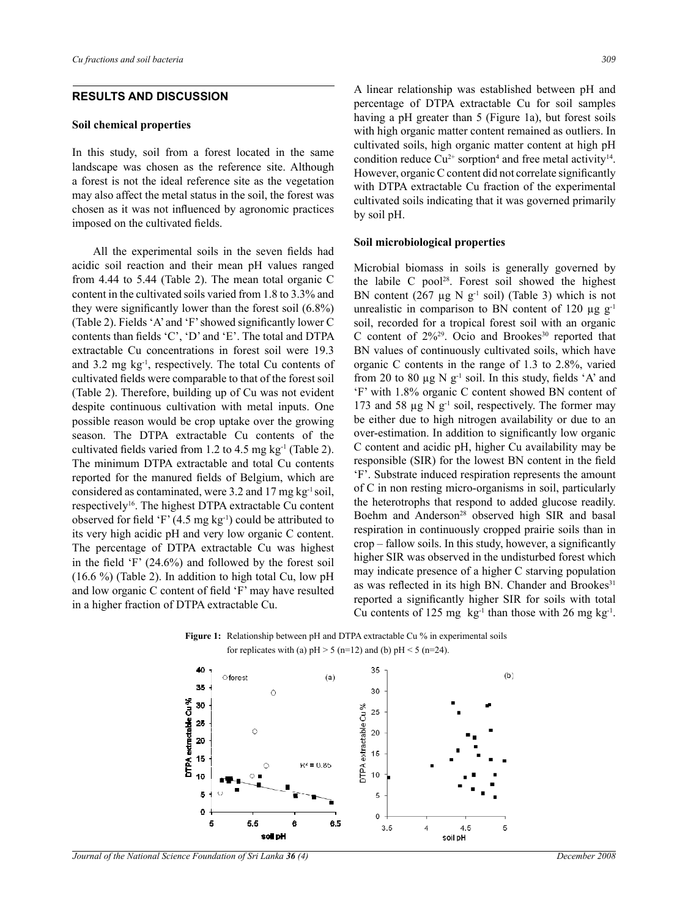## RESULTS AND DISCUSSION

### Soil chemical properties

In this study, soil from a forest located in the same landscape was chosen as the reference site. Although a forest is not the ideal reference site as the vegetation may also affect the metal status in the soil, the forest was chosen as it was not influenced by agronomic practices imposed on the cultivated fields.

All the experimental soils in the seven fields had acidic soil reaction and their mean pH values ranged from 4.44 to 5.44 (Table 2). The mean total organic C content in the cultivated soils varied from 1.8 to 3.3% and they were significantly lower than the forest soil (6.8%) (Table 2). Fields 'A' and 'F' showed significantly lower C contents than fields 'C', 'D' and 'E'. The total and DTPA extractable Cu concentrations in forest soil were 19.3 and 3.2 mg $kg^{-1}$, respectively. The total Cu contents of cultivated fields were comparable to that of the forest soil (Table 2). Therefore, building up of Cu was not evident despite continuous cultivation with metal inputs. One possible reason would be crop uptake over the growing season. The DTPA extractable Cu contents of the cultivated fields varied from 1.2 to 4.5 mg $kg^{-1}$ (Table 2). The minimum DTPA extractable and total Cu contents reported for the manured fields of Belgium, which are considered as contaminated, were 3.2 and 17 mg $kg^{-1}$ soil, respectively[16]. The highest DTPA extractable Cu content observed for field 'F' (4.5 mg $kg^{-1}$) could be attributed to its very high acidic pH and very low organic C content. The percentage of DTPA extractable Cu was highest in the field 'F' (24.6%) and followed by the forest soil (16.6 %) (Table 2). In addition to high total Cu, low pH and low organic C content of field 'F' may have resulted in a higher fraction of DTPA extractable Cu.

A linear relationship was established between pH and percentage of DTPA extractable Cu for soil samples having a pH greater than 5 (Figure 1a), but forest soils with high organic matter content remained as outliers. In cultivated soils, high organic matter content at high pH condition reduce $Cu^{2+}$ sorption[4] and free metal activity[14]. However, organic C content did not correlate significantly with DTPA extractable Cu fraction of the experimental cultivated soils indicating that it was governed primarily by soil pH.

### Soil microbiological properties

Microbial biomass in soils is generally governed by the labile C pool[28]. Forest soil showed the highest BN content (267 µg N $g^{-1}$ soil) (Table 3) which is not unrealistic in comparison to BN content of 120 µg $g^{-1}$ soil, recorded for a tropical forest soil with an organic C content of 2%[29]. Ocio and Brookes[30] reported that BN values of continuously cultivated soils, which have organic C contents in the range of 1.3 to 2.8%, varied from 20 to 80 µg N $g^{-1}$ soil. In this study, fields 'A' and 'F' with 1.8% organic C content showed BN content of 173 and 58 µg N $g^{-1}$ soil, respectively. The former may be either due to high nitrogen availability or due to an over-estimation. In addition to significantly low organic C content and acidic pH, higher Cu availability may be responsible (SIR) for the lowest BN content in the field 'F'. Substrate induced respiration represents the amount of C in non resting micro-organisms in soil, particularly the heterotrophs that respond to added glucose readily. Boehm and Anderson[28] observed high SIR and basal respiration in continuously cropped prairie soils than in crop – fallow soils. In this study, however, a significantly higher SIR was observed in the undisturbed forest which may indicate presence of a higher C starving population as was reflected in its high BN. Chander and Brookes[31] reported a significantly higher SIR for soils with total Cu contents of 125 mg $kg^{-1}$ than those with 26 mg $kg^{-1}$.

**Figure 1:** Relationship between pH and DTPA extractable Cu % in experimental soils for replicates with (a) pH > 5 (n=12) and (b) pH < 5 (n=24).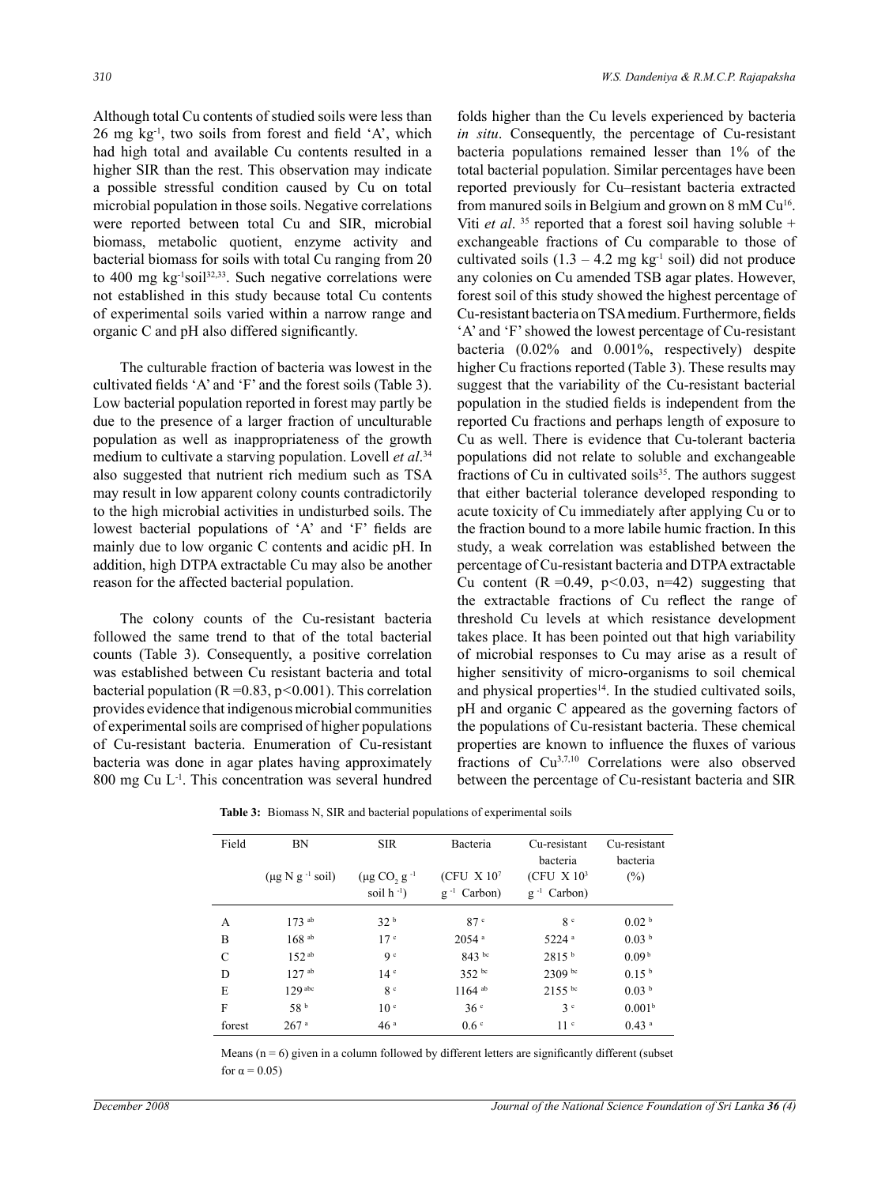Although total Cu contents of studied soils were less than 26 mg $kg^{-1}$, two soils from forest and field 'A', which had high total and available Cu contents resulted in a higher SIR than the rest. This observation may indicate a possible stressful condition caused by Cu on total microbial population in those soils. Negative correlations were reported between total Cu and SIR, microbial biomass, metabolic quotient, enzyme activity and bacterial biomass for soils with total Cu ranging from 20 to 400 mg $kg^{-1}$soil[32,33]. Such negative correlations were not established in this study because total Cu contents of experimental soils varied within a narrow range and organic C and pH also differed significantly.

The culturable fraction of bacteria was lowest in the cultivated fields 'A' and 'F' and the forest soils (Table 3). Low bacterial population reported in forest may partly be due to the presence of a larger fraction of unculturable population as well as inappropriateness of the growth medium to cultivate a starving population. Lovell *et al*.[34] also suggested that nutrient rich medium such as TSA may result in low apparent colony counts contradictorily to the high microbial activities in undisturbed soils. The lowest bacterial populations of 'A' and 'F' fields are mainly due to low organic C contents and acidic pH. In addition, high DTPA extractable Cu may also be another reason for the affected bacterial population.

The colony counts of the Cu-resistant bacteria followed the same trend to that of the total bacterial counts (Table 3). Consequently, a positive correlation was established between Cu resistant bacteria and total bacterial population ($R = 0.83$, $p < 0.001$). This correlation provides evidence that indigenous microbial communities of experimental soils are comprised of higher populations of Cu-resistant bacteria. Enumeration of Cu-resistant bacteria was done in agar plates having approximately 800 mg Cu $L^{-1}$. This concentration was several hundred folds higher than the Cu levels experienced by bacteria *in situ*. Consequently, the percentage of Cu-resistant bacteria populations remained lesser than 1% of the total bacterial population. Similar percentages have been reported previously for Cu–resistant bacteria extracted from manured soils in Belgium and grown on 8 mM Cu[16]. Viti *et al*. [35] reported that a forest soil having soluble + exchangeable fractions of Cu comparable to those of cultivated soils (1.3 – 4.2 mg $kg^{-1}$ soil) did not produce any colonies on Cu amended TSB agar plates. However, forest soil of this study showed the highest percentage of Cu-resistant bacteria on TSA medium. Furthermore, fields 'A' and 'F' showed the lowest percentage of Cu-resistant bacteria (0.02% and 0.001%, respectively) despite higher Cu fractions reported (Table 3). These results may suggest that the variability of the Cu-resistant bacterial population in the studied fields is independent from the reported Cu fractions and perhaps length of exposure to Cu as well. There is evidence that Cu-tolerant bacteria populations did not relate to soluble and exchangeable fractions of Cu in cultivated soils[35]. The authors suggest that either bacterial tolerance developed responding to acute toxicity of Cu immediately after applying Cu or to the fraction bound to a more labile humic fraction. In this study, a weak correlation was established between the percentage of Cu-resistant bacteria and DTPA extractable Cu content ($R = 0.49$, $p < 0.03$, $n = 42$) suggesting that the extractable fractions of Cu reflect the range of threshold Cu levels at which resistance development takes place. It has been pointed out that high variability of microbial responses to Cu may arise as a result of higher sensitivity of micro-organisms to soil chemical and physical properties[14]. In the studied cultivated soils, pH and organic C appeared as the governing factors of the populations of Cu-resistant bacteria. These chemical properties are known to influence the fluxes of various fractions of Cu[3,7,10] Correlations were also observed between the percentage of Cu-resistant bacteria and SIR

**Table 3:** Biomass N, SIR and bacterial populations of experimental soils

| Field | BN ($\mu$g N $g^{-1}$ soil) | SIR ($\mu$g $CO_2$ $g^{-1}$ soil $h^{-1}$) | Bacteria (CFU X $10^7$ $g^{-1}$ Carbon) | Cu-resistant bacteria (CFU X $10^3$ $g^{-1}$ Carbon) | Cu-resistant bacteria (%) |
|---|---|---|---|---|---|
| A | 173 $^{ab}$ | 32 $^{b}$ | 87 $^{c}$ | 8 $^{c}$ | 0.02 $^{b}$ |
| B | 168 $^{ab}$ | 17 $^{c}$ | 2054 $^{a}$ | 5224 $^{a}$ | 0.03 $^{b}$ |
| C | 152 $^{ab}$ | 9 $^{c}$ | 843 $^{bc}$ | 2815 $^{b}$ | 0.09 $^{b}$ |
| D | 127 $^{ab}$ | 14 $^{c}$ | 352 $^{bc}$ | 2309 $^{bc}$ | 0.15 $^{b}$ |
| E | 129 $^{abc}$ | 8 $^{c}$ | 1164 $^{ab}$ | 2155 $^{bc}$ | 0.03 $^{b}$ |
| F | 58 $^{b}$ | 10 $^{c}$ | 36 $^{c}$ | 3 $^{c}$ | 0.001 $^{b}$ |
| forest | 267 $^{a}$ | 46 $^{a}$ | 0.6 $^{c}$ | 11 $^{c}$ | 0.43 $^{a}$ |

Means ($n = 6$) given in a column followed by different letters are significantly different (subset for $\alpha = 0.05$)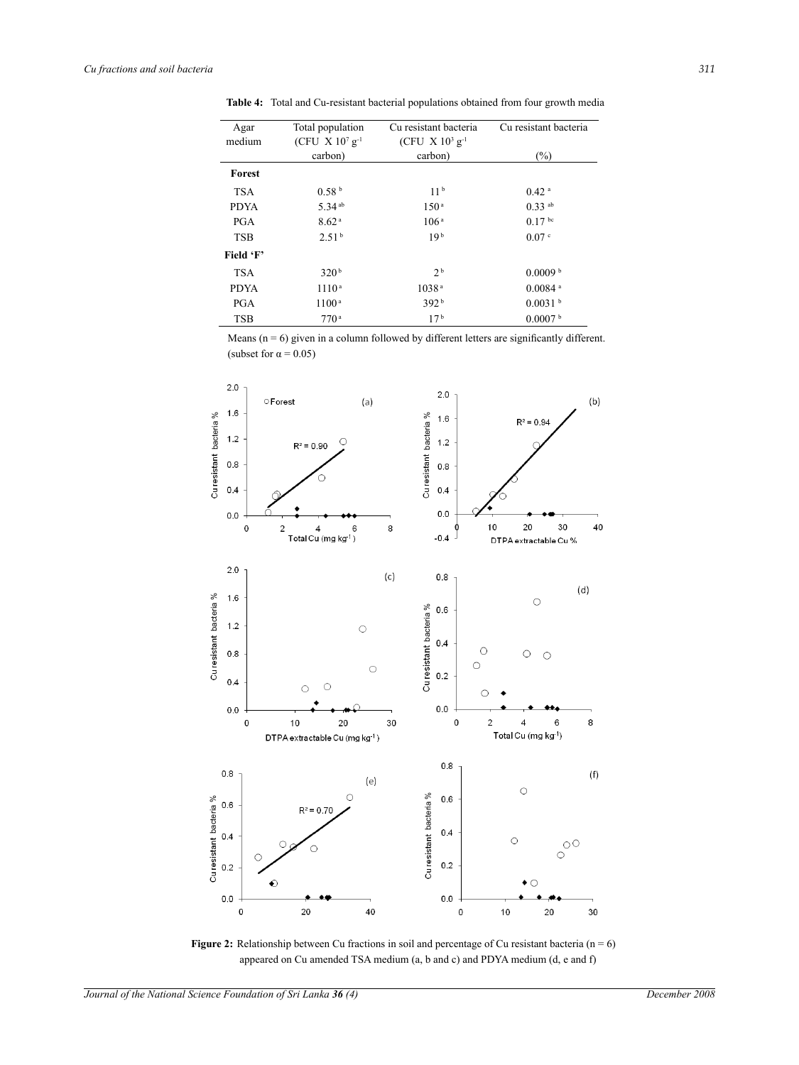**Table 4:** Total and Cu-resistant bacterial populations obtained from four growth media

| Agar medium | Total population (CFU X $10^7$ $g^{-1}$ carbon) | Cu resistant bacteria (CFU X $10^3$ $g^{-1}$ carbon) | Cu resistant bacteria (%) |
|---|---|---|---|
| **Forest** | | | |
| TSA | 0.58 [b] | 11 [b] | 0.42 [a] |
| PDYA | 5.34 [ab] | 150 [a] | 0.33 [ab] |
| PGA | 8.62 [a] | 106 [a] | 0.17 [bc] |
| TSB | 2.51 [b] | 19 [b] | 0.07 [c] |
| **Field 'F'** | | | |
| TSA | 320 [b] | 2 [b] | 0.0009 [b] |
| PDYA | 1110 [a] | 1038 [a] | 0.0084 [a] |
| PGA | 1100 [a] | 392 [b] | 0.0031 [b] |
| TSB | 770 [a] | 17 [b] | 0.0007 [b] |

Means (n = 6) given in a column followed by different letters are significantly different. (subset for $\alpha = 0.05$)

**Figure 2:** Relationship between Cu fractions in soil and percentage of Cu resistant bacteria (n = 6) appeared on Cu amended TSA medium (a, b and c) and PDYA medium (d, e and f)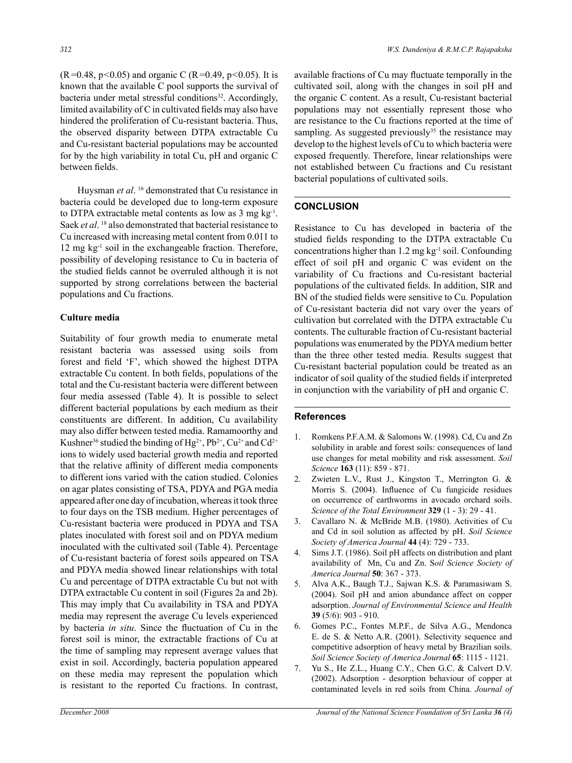(R =0.48, $p<0.05$) and organic C (R =0.49, $p<0.05$). It is known that the available C pool supports the survival of bacteria under metal stressful conditions[32]. Accordingly, limited availability of C in cultivated fields may also have hindered the proliferation of Cu-resistant bacteria. Thus, the observed disparity between DTPA extractable Cu and Cu-resistant bacterial populations may be accounted for by the high variability in total Cu, pH and organic C between fields.

Huysman *et al*. [16] demonstrated that Cu resistance in bacteria could be developed due to long-term exposure to DTPA extractable metal contents as low as 3 mg $kg^{-1}$. Saek *et al*. [18] also demonstrated that bacterial resistance to Cu increased with increasing metal content from 0.011 to 12 mg $kg^{-1}$ soil in the exchangeable fraction. Therefore, possibility of developing resistance to Cu in bacteria of the studied fields cannot be overruled although it is not supported by strong correlations between the bacterial populations and Cu fractions.

### Culture media

Suitability of four growth media to enumerate metal resistant bacteria was assessed using soils from forest and field 'F', which showed the highest DTPA extractable Cu content. In both fields, populations of the total and the Cu-resistant bacteria were different between four media assessed (Table 4). It is possible to select different bacterial populations by each medium as their constituents are different. In addition, Cu availability may also differ between tested media. Ramamoorthy and Kushner[36] studied the binding of $Hg^{2+}$, $Pb^{2+}$, $Cu^{2+}$ and $Cd^{2+}$ ions to widely used bacterial growth media and reported that the relative affinity of different media components to different ions varied with the cation studied. Colonies on agar plates consisting of TSA, PDYA and PGA media appeared after one day of incubation, whereas it took three to four days on the TSB medium. Higher percentages of Cu-resistant bacteria were produced in PDYA and TSA plates inoculated with forest soil and on PDYA medium inoculated with the cultivated soil (Table 4). Percentage of Cu-resistant bacteria of forest soils appeared on TSA and PDYA media showed linear relationships with total Cu and percentage of DTPA extractable Cu but not with DTPA extractable Cu content in soil (Figures 2a and 2b). This may imply that Cu availability in TSA and PDYA media may represent the average Cu levels experienced by bacteria *in situ*. Since the fluctuation of Cu in the forest soil is minor, the extractable fractions of Cu at the time of sampling may represent average values that exist in soil. Accordingly, bacteria population appeared on these media may represent the population which is resistant to the reported Cu fractions. In contrast, available fractions of Cu may fluctuate temporally in the cultivated soil, along with the changes in soil pH and the organic C content. As a result, Cu-resistant bacterial populations may not essentially represent those who are resistance to the Cu fractions reported at the time of sampling. As suggested previously[35] the resistance may develop to the highest levels of Cu to which bacteria were exposed frequently. Therefore, linear relationships were not established between Cu fractions and Cu resistant bacterial populations of cultivated soils.

## CONCLUSION

Resistance to Cu has developed in bacteria of the studied fields responding to the DTPA extractable Cu concentrations higher than 1.2 mg $kg^{-1}$ soil. Confounding effect of soil pH and organic C was evident on the variability of Cu fractions and Cu-resistant bacterial populations of the cultivated fields. In addition, SIR and BN of the studied fields were sensitive to Cu. Population of Cu-resistant bacteria did not vary over the years of cultivation but correlated with the DTPA extractable Cu contents. The culturable fraction of Cu-resistant bacterial populations was enumerated by the PDYA medium better than the three other tested media. Results suggest that Cu-resistant bacterial population could be treated as an indicator of soil quality of the studied fields if interpreted in conjunction with the variability of pH and organic C.

## References

1. Romkens P.F.A.M. & Salomons W. (1998). Cd, Cu and Zn solubility in arable and forest soils: consequences of land use changes for metal mobility and risk assessment. *Soil Science* **163** (11): 859 - 871.
2. Zwieten L.V., Rust J., Kingston T., Merrington G. & Morris S. (2004). Influence of Cu fungicide residues on occurrence of earthworms in avocado orchard soils. *Science of the Total Environment* **329** (1 - 3): 29 - 41.
3. Cavallaro N. & McBride M.B. (1980). Activities of Cu and Cd in soil solution as affected by pH. *Soil Science Society of America Journal* **44** (4): 729 - 733.
4. Sims J.T. (1986). Soil pH affects on distribution and plant availability of Mn, Cu and Zn. *Soil Science Society of America Journal* **50**: 367 - 373.
5. Alva A.K., Baugh T.J., Sajwan K.S. & Paramasiwam S. (2004). Soil pH and anion abundance affect on copper adsorption. *Journal of Environmental Science and Health* **39** (5/6): 903 - 910.
6. Gomes P.C., Fontes M.P.F., de Silva A.G., Mendonca E. de S. & Netto A.R. (2001). Selectivity sequence and competitive adsorption of heavy metal by Brazilian soils. *Soil Science Society of America Journal* **65**: 1115 - 1121.
7. Yu S., He Z.L., Huang C.Y., Chen G.C. & Calvert D.V. (2002). Adsorption - desorption behaviour of copper at contaminated levels in red soils from China. *Journal of*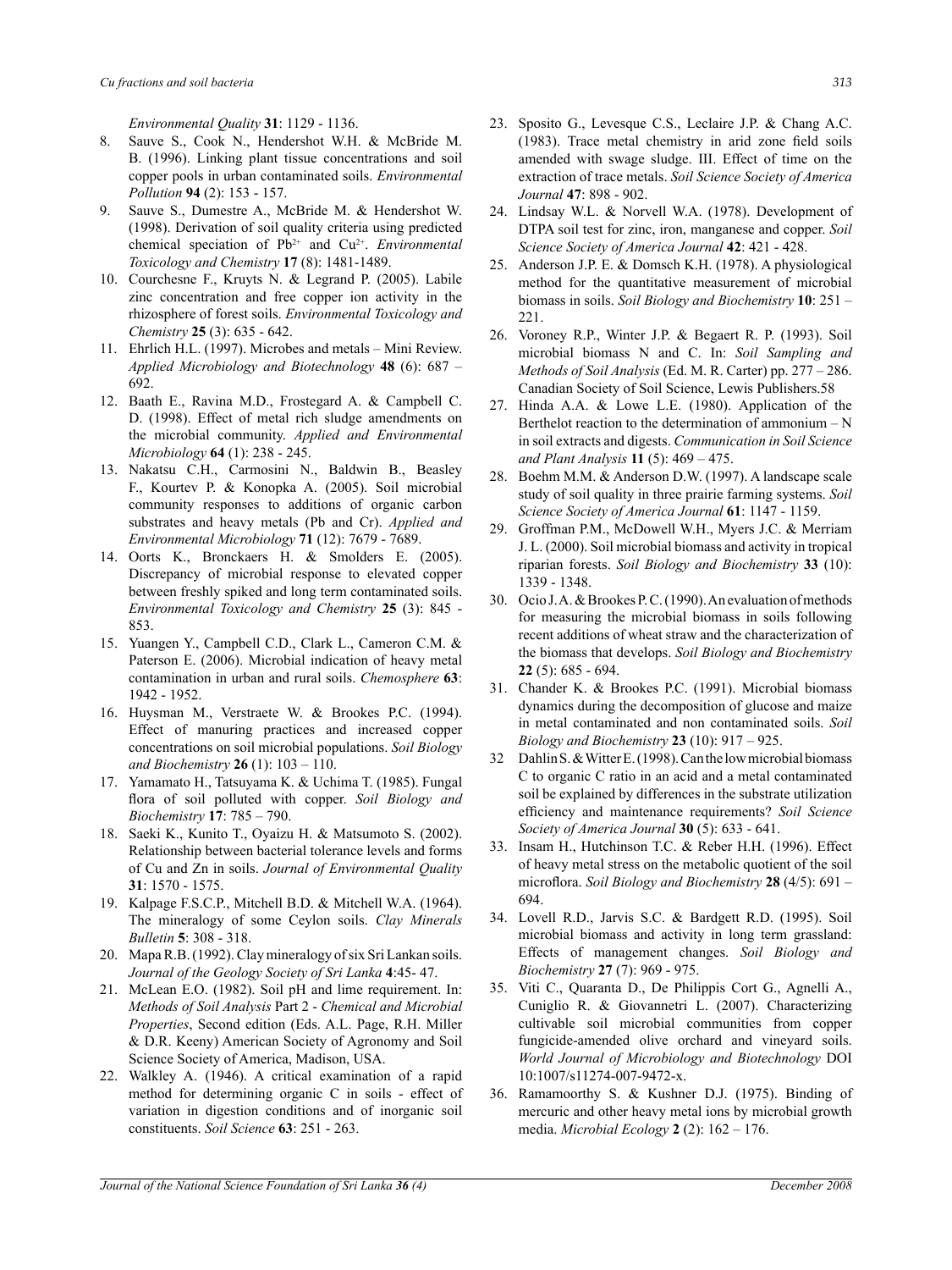*Environmental Quality* **31**: 1129 - 1136.

8. Sauve S., Cook N., Hendershot W.H. & McBride M. B. (1996). Linking plant tissue concentrations and soil copper pools in urban contaminated soils. *Environmental Pollution* **94** (2): 153 - 157.
9. Sauve S., Dumestre A., McBride M. & Hendershot W. (1998). Derivation of soil quality criteria using predicted chemical speciation of $Pb^{2+}$ and $Cu^{2+}$. *Environmental Toxicology and Chemistry* **17** (8): 1481-1489.
10. Courchesne F., Kruyts N. & Legrand P. (2005). Labile zinc concentration and free copper ion activity in the rhizosphere of forest soils. *Environmental Toxicology and Chemistry* **25** (3): 635 - 642.
11. Ehrlich H.L. (1997). Microbes and metals – Mini Review. *Applied Microbiology and Biotechnology* **48** (6): 687 – 692.
12. Baath E., Ravina M.D., Frostegard A. & Campbell C. D. (1998). Effect of metal rich sludge amendments on the microbial community. *Applied and Environmental Microbiology* **64** (1): 238 - 245.
13. Nakatsu C.H., Carmosini N., Baldwin B., Beasley F., Kourtev P. & Konopka A. (2005). Soil microbial community responses to additions of organic carbon substrates and heavy metals (Pb and Cr). *Applied and Environmental Microbiology* **71** (12): 7679 - 7689.
14. Oorts K., Bronckaers H. & Smolders E. (2005). Discrepancy of microbial response to elevated copper between freshly spiked and long term contaminated soils. *Environmental Toxicology and Chemistry* **25** (3): 845 - 853.
15. Yuangen Y., Campbell C.D., Clark L., Cameron C.M. & Paterson E. (2006). Microbial indication of heavy metal contamination in urban and rural soils. *Chemosphere* **63**: 1942 - 1952.
16. Huysman M., Verstraete W. & Brookes P.C. (1994). Effect of manuring practices and increased copper concentrations on soil microbial populations. *Soil Biology and Biochemistry* **26** (1): 103 – 110.
17. Yamamato H., Tatsuyama K. & Uchima T. (1985). Fungal flora of soil polluted with copper. *Soil Biology and Biochemistry* **17**: 785 – 790.
18. Saeki K., Kunito T., Oyaizu H. & Matsumoto S. (2002). Relationship between bacterial tolerance levels and forms of Cu and Zn in soils. *Journal of Environmental Quality* **31**: 1570 - 1575.
19. Kalpage F.S.C.P., Mitchell B.D. & Mitchell W.A. (1964). The mineralogy of some Ceylon soils. *Clay Minerals Bulletin* **5**: 308 - 318.
20. Mapa R.B. (1992). Clay mineralogy of six Sri Lankan soils. *Journal of the Geology Society of Sri Lanka* **4**:45- 47.
21. McLean E.O. (1982). Soil pH and lime requirement. In: *Methods of Soil Analysis* Part 2 - *Chemical and Microbial Properties*, Second edition (Eds. A.L. Page, R.H. Miller & D.R. Keeny) American Society of Agronomy and Soil Science Society of America, Madison, USA.
22. Walkley A. (1946). A critical examination of a rapid method for determining organic C in soils - effect of variation in digestion conditions and of inorganic soil constituents. *Soil Science* **63**: 251 - 263.
23. Sposito G., Levesque C.S., Leclaire J.P. & Chang A.C. (1983). Trace metal chemistry in arid zone field soils amended with swage sludge. III. Effect of time on the extraction of trace metals. *Soil Science Society of America Journal* **47**: 898 - 902.
24. Lindsay W.L. & Norvell W.A. (1978). Development of DTPA soil test for zinc, iron, manganese and copper. *Soil Science Society of America Journal* **42**: 421 - 428.
25. Anderson J.P. E. & Domsch K.H. (1978). A physiological method for the quantitative measurement of microbial biomass in soils. *Soil Biology and Biochemistry* **10**: 251 – 221.
26. Voroney R.P., Winter J.P. & Begaert R. P. (1993). Soil microbial biomass N and C. In: *Soil Sampling and Methods of Soil Analysis* (Ed. M. R. Carter) pp. 277 – 286. Canadian Society of Soil Science, Lewis Publishers.58
27. Hinda A.A. & Lowe L.E. (1980). Application of the Berthelot reaction to the determination of ammonium – N in soil extracts and digests. *Communication in Soil Science and Plant Analysis* **11** (5): 469 – 475.
28. Boehm M.M. & Anderson D.W. (1997). A landscape scale study of soil quality in three prairie farming systems. *Soil Science Society of America Journal* **61**: 1147 - 1159.
29. Groffman P.M., McDowell W.H., Myers J.C. & Merriam J. L. (2000). Soil microbial biomass and activity in tropical riparian forests. *Soil Biology and Biochemistry* **33** (10): 1339 - 1348.
30. Ocio J.A. & Brookes P.C. (1990). An evaluation of methods for measuring the microbial biomass in soils following recent additions of wheat straw and the characterization of the biomass that develops. *Soil Biology and Biochemistry* **22** (5): 685 - 694.
31. Chander K. & Brookes P.C. (1991). Microbial biomass dynamics during the decomposition of glucose and maize in metal contaminated and non contaminated soils. *Soil Biology and Biochemistry* **23** (10): 917 – 925.
32. Dahlin S. & Witter E. (1998). Can the low microbial biomass C to organic C ratio in an acid and a metal contaminated soil be explained by differences in the substrate utilization efficiency and maintenance requirements? *Soil Science Society of America Journal* **30** (5): 633 - 641.
33. Insam H., Hutchinson T.C. & Reber H.H. (1996). Effect of heavy metal stress on the metabolic quotient of the soil microflora. *Soil Biology and Biochemistry* **28** (4/5): 691 – 694.
34. Lovell R.D., Jarvis S.C. & Bardgett R.D. (1995). Soil microbial biomass and activity in long term grassland: Effects of management changes. *Soil Biology and Biochemistry* **27** (7): 969 - 975.
35. Viti C., Quaranta D., De Philippis Cort G., Agnelli A., Cuniglio R. & Giovannetri L. (2007). Characterizing cultivable soil microbial communities from copper fungicide-amended olive orchard and vineyard soils. *World Journal of Microbiology and Biotechnology* DOI 10:1007/s11274-007-9472-x.
36. Ramamoorthy S. & Kushner D.J. (1975). Binding of mercuric and other heavy metal ions by microbial growth media. *Microbial Ecology* **2** (2): 162 – 176.